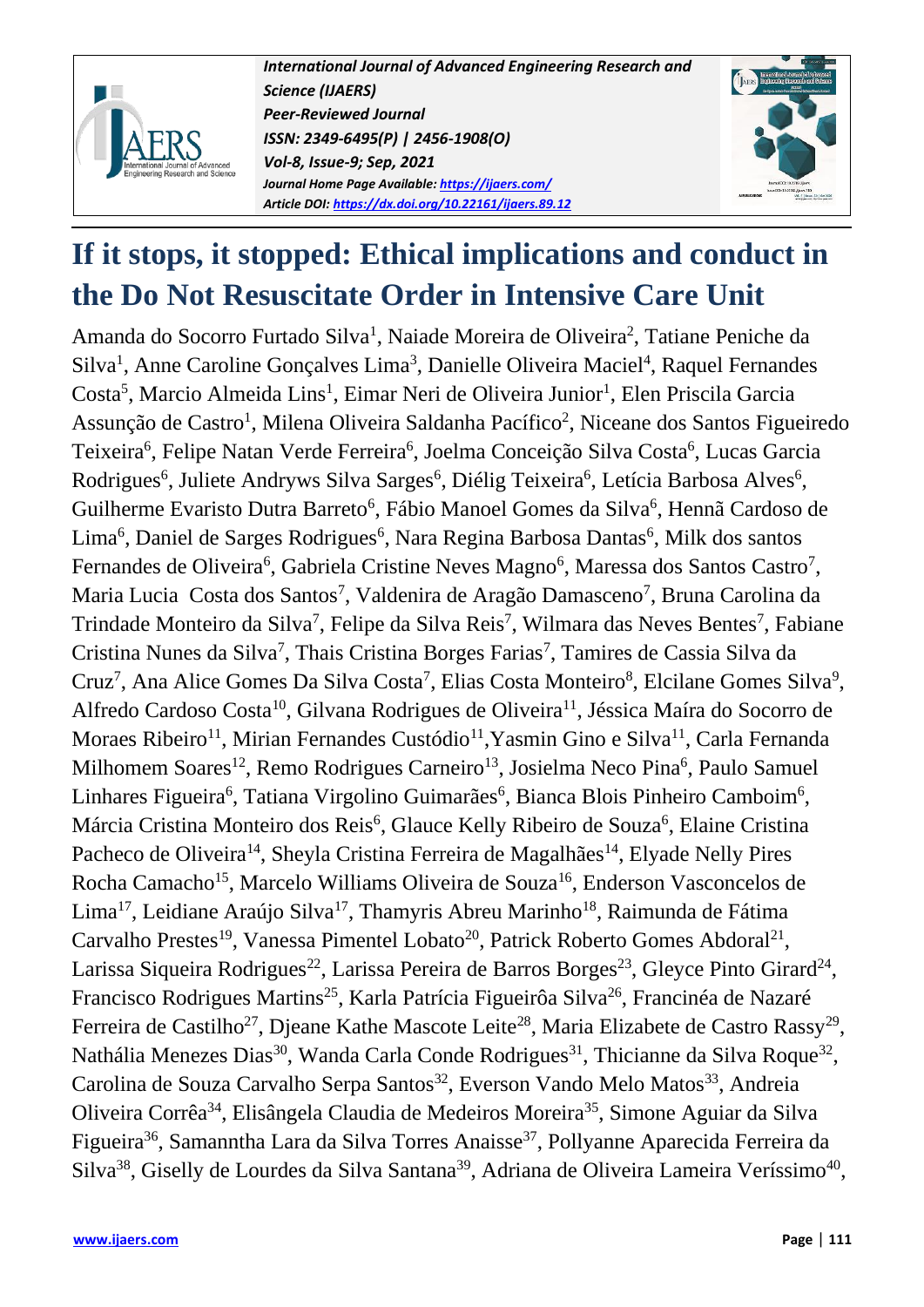# If it stops, it stopped: Ethical implications and conduct in the Do Not Resuscitate Order in Intensive Care Unit

Amanda do Socorro Furtado Silva[1], Naiade Moreira de Oliveira[2], Tatiane Peniche da Silva[1], Anne Caroline Gonçalves Lima[3], Danielle Oliveira Maciel[4], Raquel Fernandes Costa[5], Marcio Almeida Lins[1], Eimar Neri de Oliveira Junior[1], Elen Priscila Garcia Assunção de Castro[1], Milena Oliveira Saldanha Pacífico[2], Niceane dos Santos Figueiredo Teixeira[6], Felipe Natan Verde Ferreira[6], Joelma Conceição Silva Costa[6], Lucas Garcia Rodrigues[6], Juliete Andryws Silva Sarges[6], Diélig Teixeira[6], Letícia Barbosa Alves[6], Guilherme Evaristo Dutra Barreto[6], Fábio Manoel Gomes da Silva[6], Hennã Cardoso de Lima[6], Daniel de Sarges Rodrigues[6], Nara Regina Barbosa Dantas[6], Milk dos santos Fernandes de Oliveira[6], Gabriela Cristine Neves Magno[6], Maressa dos Santos Castro[7], Maria Lucia Costa dos Santos[7], Valdenira de Aragão Damasceno[7], Bruna Carolina da Trindade Monteiro da Silva[7], Felipe da Silva Reis[7], Wilmara das Neves Bentes[7], Fabiane Cristina Nunes da Silva[7], Thais Cristina Borges Farias[7], Tamires de Cassia Silva da Cruz[7], Ana Alice Gomes Da Silva Costa[7], Elias Costa Monteiro[8], Elcilane Gomes Silva[9], Alfredo Cardoso Costa[10], Gilvana Rodrigues de Oliveira[11], Jéssica Maíra do Socorro de Moraes Ribeiro[11], Mirian Fernandes Custódio[11], Yasmin Gino e Silva[11], Carla Fernanda Milhomem Soares[12], Remo Rodrigues Carneiro[13], Josielma Neco Pina[6], Paulo Samuel Linhares Figueira[6], Tatiana Virgolino Guimarães[6], Bianca Blois Pinheiro Camboim[6], Márcia Cristina Monteiro dos Reis[6], Glauce Kelly Ribeiro de Souza[6], Elaine Cristina Pacheco de Oliveira[14], Sheyla Cristina Ferreira de Magalhães[14], Elyade Nelly Pires Rocha Camacho[15], Marcelo Williams Oliveira de Souza[16], Enderson Vasconcelos de Lima[17], Leidiane Araújo Silva[17], Thamyris Abreu Marinho[18], Raimunda de Fátima Carvalho Prestes[19], Vanessa Pimentel Lobato[20], Patrick Roberto Gomes Abdoral[21], Larissa Siqueira Rodrigues[22], Larissa Pereira de Barros Borges[23], Gleyce Pinto Girard[24], Francisco Rodrigues Martins[25], Karla Patrícia Figueirôa Silva[26], Francinéa de Nazaré Ferreira de Castilho[27], Djeane Kathe Mascote Leite[28], Maria Elizabete de Castro Rassy[29], Nathália Menezes Dias[30], Wanda Carla Conde Rodrigues[31], Thicianne da Silva Roque[32], Carolina de Souza Carvalho Serpa Santos[32], Everson Vando Melo Matos[33], Andreia Oliveira Corrêa[34], Elisângela Claudia de Medeiros Moreira[35], Simone Aguiar da Silva Figueira[36], Samanntha Lara da Silva Torres Anaisse[37], Pollyanne Aparecida Ferreira da Silva[38], Giselly de Lourdes da Silva Santana[39], Adriana de Oliveira Lameira Veríssimo[40],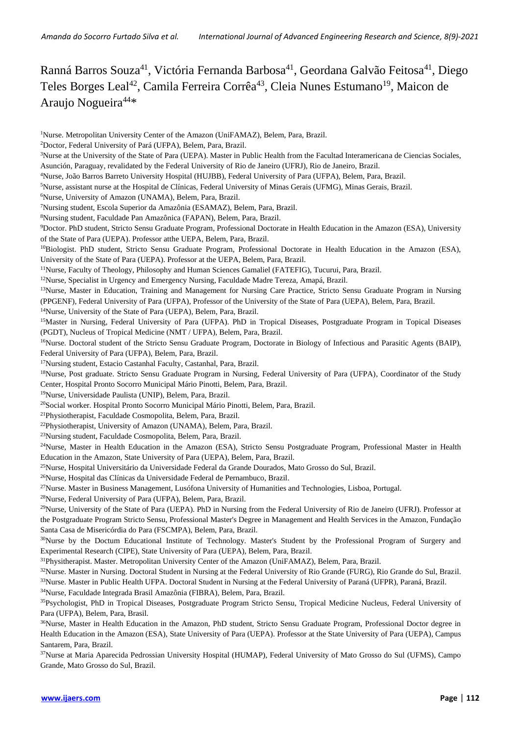Ranná Barros Souza[41], Victória Fernanda Barbosa[41], Geordana Galvão Feitosa[41], Diego Teles Borges Leal[42], Camila Ferreira Corrêa[43], Cleia Nunes Estumano[19], Maicon de Araujo Nogueira[44]*

[1]Nurse. Metropolitan University Center of the Amazon (UniFAMAZ), Belem, Para, Brazil.

[2]Doctor, Federal University of Pará (UFPA), Belem, Para, Brazil.

[3]Nurse at the University of the State of Para (UEPA). Master in Public Health from the Facultad Interamericana de Ciencias Sociales, Asunción, Paraguay, revalidated by the Federal University of Rio de Janeiro (UFRJ), Rio de Janeiro, Brazil.

[4]Nurse, João Barros Barreto University Hospital (HUJBB), Federal University of Para (UFPA), Belem, Para, Brazil.

[5]Nurse, assistant nurse at the Hospital de Clínicas, Federal University of Minas Gerais (UFMG), Minas Gerais, Brazil.

[6]Nurse, University of Amazon (UNAMA), Belem, Para, Brazil.

[7]Nursing student, Escola Superior da Amazônia (ESAMAZ), Belem, Para, Brazil.

[8]Nursing student, Faculdade Pan Amazônica (FAPAN), Belem, Para, Brazil.

[9]Doctor. PhD student, Stricto Sensu Graduate Program, Professional Doctorate in Health Education in the Amazon (ESA), University of the State of Para (UEPA). Professor atthe UEPA, Belem, Para, Brazil.

[10]Biologist. PhD student, Stricto Sensu Graduate Program, Professional Doctorate in Health Education in the Amazon (ESA), University of the State of Para (UEPA). Professor at the UEPA, Belem, Para, Brazil.

[11]Nurse, Faculty of Theology, Philosophy and Human Sciences Gamaliel (FATEFIG), Tucurui, Para, Brazil.

[12]Nurse, Specialist in Urgency and Emergency Nursing, Faculdade Madre Tereza, Amapá, Brazil.

[13]Nurse, Master in Education, Training and Management for Nursing Care Practice, Stricto Sensu Graduate Program in Nursing (PPGENF), Federal University of Para (UFPA), Professor of the University of the State of Para (UEPA), Belem, Para, Brazil.

[14]Nurse, University of the State of Para (UEPA), Belem, Para, Brazil.

[15]Master in Nursing, Federal University of Para (UFPA). PhD in Tropical Diseases, Postgraduate Program in Topical Diseases (PGDT), Nucleus of Tropical Medicine (NMT / UFPA), Belem, Para, Brazil.

[16]Nurse. Doctoral student of the Stricto Sensu Graduate Program, Doctorate in Biology of Infectious and Parasitic Agents (BAIP), Federal University of Para (UFPA), Belem, Para, Brazil.

[17]Nursing student, Estacio Castanhal Faculty, Castanhal, Para, Brazil.

[18]Nurse, Post graduate. Stricto Sensu Graduate Program in Nursing, Federal University of Para (UFPA), Coordinator of the Study Center, Hospital Pronto Socorro Municipal Mário Pinotti, Belem, Para, Brazil.

[19]Nurse, Universidade Paulista (UNIP), Belem, Para, Brazil.

[20]Social worker. Hospital Pronto Socorro Municipal Mário Pinotti, Belem, Para, Brazil.

[21]Physiotherapist, Faculdade Cosmopolita, Belem, Para, Brazil.

[22]Physiotherapist, University of Amazon (UNAMA), Belem, Para, Brazil.

[23]Nursing student, Faculdade Cosmopolita, Belem, Para, Brazil.

[24]Nurse, Master in Health Education in the Amazon (ESA), Stricto Sensu Postgraduate Program, Professional Master in Health Education in the Amazon, State University of Para (UEPA), Belem, Para, Brazil.

[25]Nurse, Hospital Universitário da Universidade Federal da Grande Dourados, Mato Grosso do Sul, Brazil.

[26]Nurse, Hospital das Clínicas da Universidade Federal de Pernambuco, Brazil.

[27]Nurse. Master in Business Management, Lusófona University of Humanities and Technologies, Lisboa, Portugal.

[28]Nurse, Federal University of Para (UFPA), Belem, Para, Brazil.

[29]Nurse, University of the State of Para (UEPA). PhD in Nursing from the Federal University of Rio de Janeiro (UFRJ). Professor at the Postgraduate Program Stricto Sensu, Professional Master's Degree in Management and Health Services in the Amazon, Fundação Santa Casa de Misericórdia do Para (FSCMPA), Belem, Para, Brazil.

[30]Nurse by the Doctum Educational Institute of Technology. Master's Student by the Professional Program of Surgery and Experimental Research (CIPE), State University of Para (UEPA), Belem, Para, Brazil.

[31]Physitherapist. Master. Metropolitan University Center of the Amazon (UniFAMAZ), Belem, Para, Brazil.

[32]Nurse. Master in Nursing. Doctoral Student in Nursing at the Federal University of Rio Grande (FURG), Rio Grande do Sul, Brazil.

[33]Nurse. Master in Public Health UFPA. Doctoral Student in Nursing at the Federal University of Paraná (UFPR), Paraná, Brazil.

[34]Nurse, Faculdade Integrada Brasil Amazônia (FIBRA), Belem, Para, Brazil.

[35]Psychologist, PhD in Tropical Diseases, Postgraduate Program Stricto Sensu, Tropical Medicine Nucleus, Federal University of Para (UFPA), Belem, Para, Brasil.

[36]Nurse, Master in Health Education in the Amazon, PhD student, Stricto Sensu Graduate Program, Professional Doctor degree in Health Education in the Amazon (ESA), State University of Para (UEPA). Professor at the State University of Para (UEPA), Campus Santarem, Para, Brazil.

[37]Nurse at Maria Aparecida Pedrossian University Hospital (HUMAP), Federal University of Mato Grosso do Sul (UFMS), Campo Grande, Mato Grosso do Sul, Brazil.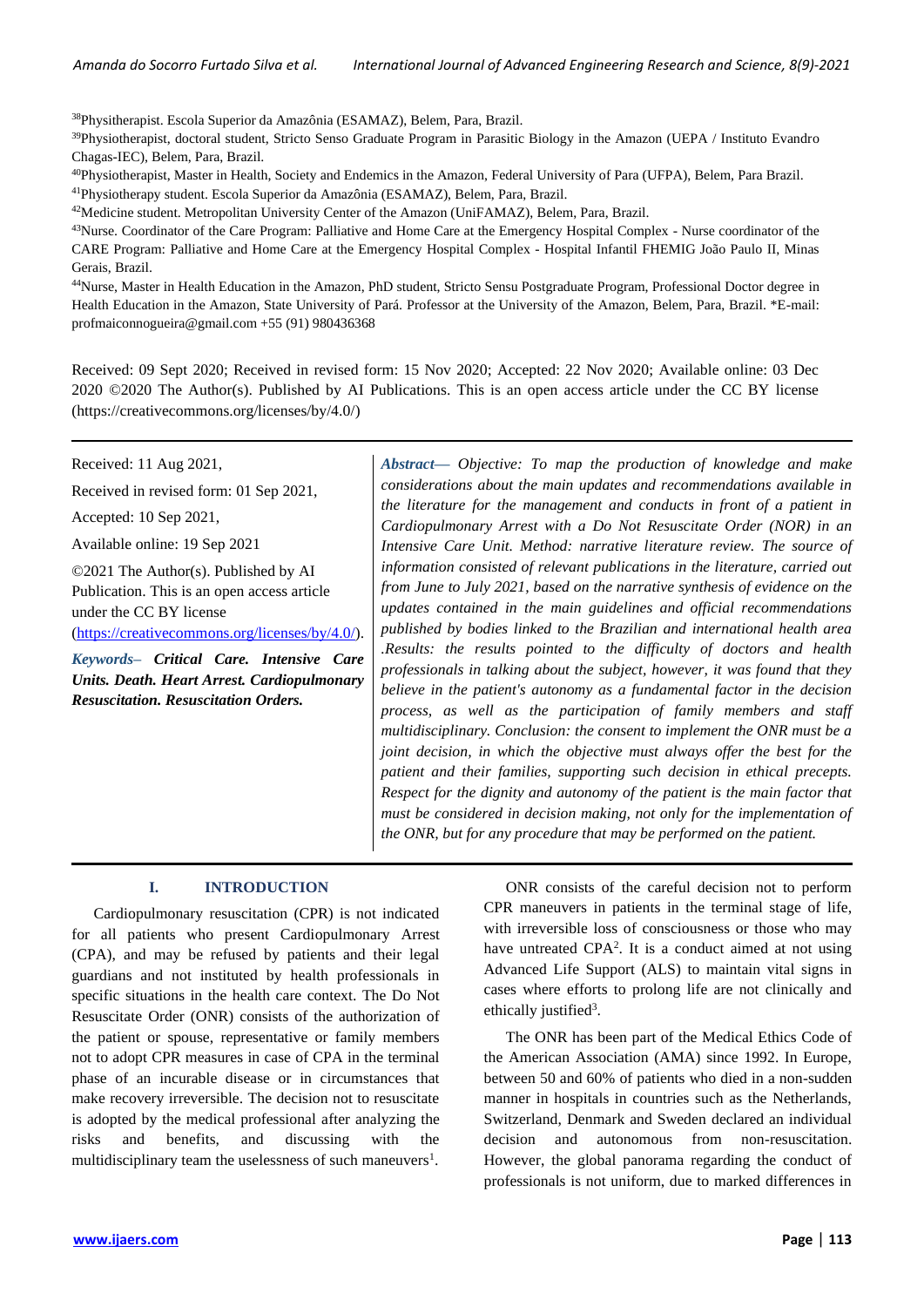[38]Physitherapist. Escola Superior da Amazônia (ESAMAZ), Belem, Para, Brazil.

[39]Physiotherapist, doctoral student, Stricto Senso Graduate Program in Parasitic Biology in the Amazon (UEPA / Instituto Evandro Chagas-IEC), Belem, Para, Brazil.

[40]Physiotherapist, Master in Health, Society and Endemics in the Amazon, Federal University of Para (UFPA), Belem, Para Brazil.

[41]Physiotherapy student. Escola Superior da Amazônia (ESAMAZ), Belem, Para, Brazil.

[42]Medicine student. Metropolitan University Center of the Amazon (UniFAMAZ), Belem, Para, Brazil.

[43]Nurse. Coordinator of the Care Program: Palliative and Home Care at the Emergency Hospital Complex - Nurse coordinator of the CARE Program: Palliative and Home Care at the Emergency Hospital Complex - Hospital Infantil FHEMIG João Paulo II, Minas Gerais, Brazil.

[44]Nurse, Master in Health Education in the Amazon, PhD student, Stricto Sensu Postgraduate Program, Professional Doctor degree in Health Education in the Amazon, State University of Pará. Professor at the University of the Amazon, Belem, Para, Brazil. *E-mail: profmaiconnogueira@gmail.com +55 (91) 980436368

Received: 09 Sept 2020; Received in revised form: 15 Nov 2020; Accepted: 22 Nov 2020; Available online: 03 Dec 2020 ©2020 The Author(s). Published by AI Publications. This is an open access article under the CC BY license (https://creativecommons.org/licenses/by/4.0/)

---

Received: 11 Aug 2021,

Received in revised form: 01 Sep 2021,

Accepted: 10 Sep 2021,

Available online: 19 Sep 2021

©2021 The Author(s). Published by AI Publication. This is an open access article under the CC BY license (https://creativecommons.org/licenses/by/4.0/).

***Keywords*– *Critical Care. Intensive Care Units. Death. Heart Arrest. Cardiopulmonary Resuscitation. Resuscitation Orders.***

***Abstract*— *Objective: To map the production of knowledge and make considerations about the main updates and recommendations available in the literature for the management and conducts in front of a patient in Cardiopulmonary Arrest with a Do Not Resuscitate Order (NOR) in an Intensive Care Unit. Method: narrative literature review. The source of information consisted of relevant publications in the literature, carried out from June to July 2021, based on the narrative synthesis of evidence on the updates contained in the main guidelines and official recommendations published by bodies linked to the Brazilian and international health area .Results: the results pointed to the difficulty of doctors and health professionals in talking about the subject, however, it was found that they believe in the patient's autonomy as a fundamental factor in the decision process, as well as the participation of family members and staff multidisciplinary. Conclusion: the consent to implement the ONR must be a joint decision, in which the objective must always offer the best for the patient and their families, supporting such decision in ethical precepts. Respect for the dignity and autonomy of the patient is the main factor that must be considered in decision making, not only for the implementation of the ONR, but for any procedure that may be performed on the patient.***

---

## I. INTRODUCTION

Cardiopulmonary resuscitation (CPR) is not indicated for all patients who present Cardiopulmonary Arrest (CPA), and may be refused by patients and their legal guardians and not instituted by health professionals in specific situations in the health care context. The Do Not Resuscitate Order (ONR) consists of the authorization of the patient or spouse, representative or family members not to adopt CPR measures in case of CPA in the terminal phase of an incurable disease or in circumstances that make recovery irreversible. The decision not to resuscitate is adopted by the medical professional after analyzing the risks and benefits, and discussing with the multidisciplinary team the uselessness of such maneuvers[1].

ONR consists of the careful decision not to perform CPR maneuvers in patients in the terminal stage of life, with irreversible loss of consciousness or those who may have untreated CPA[2]. It is a conduct aimed at not using Advanced Life Support (ALS) to maintain vital signs in cases where efforts to prolong life are not clinically and ethically justified[3].

The ONR has been part of the Medical Ethics Code of the American Association (AMA) since 1992. In Europe, between 50 and 60% of patients who died in a non-sudden manner in hospitals in countries such as the Netherlands, Switzerland, Denmark and Sweden declared an individual decision and autonomous from non-resuscitation. However, the global panorama regarding the conduct of professionals is not uniform, due to marked differences in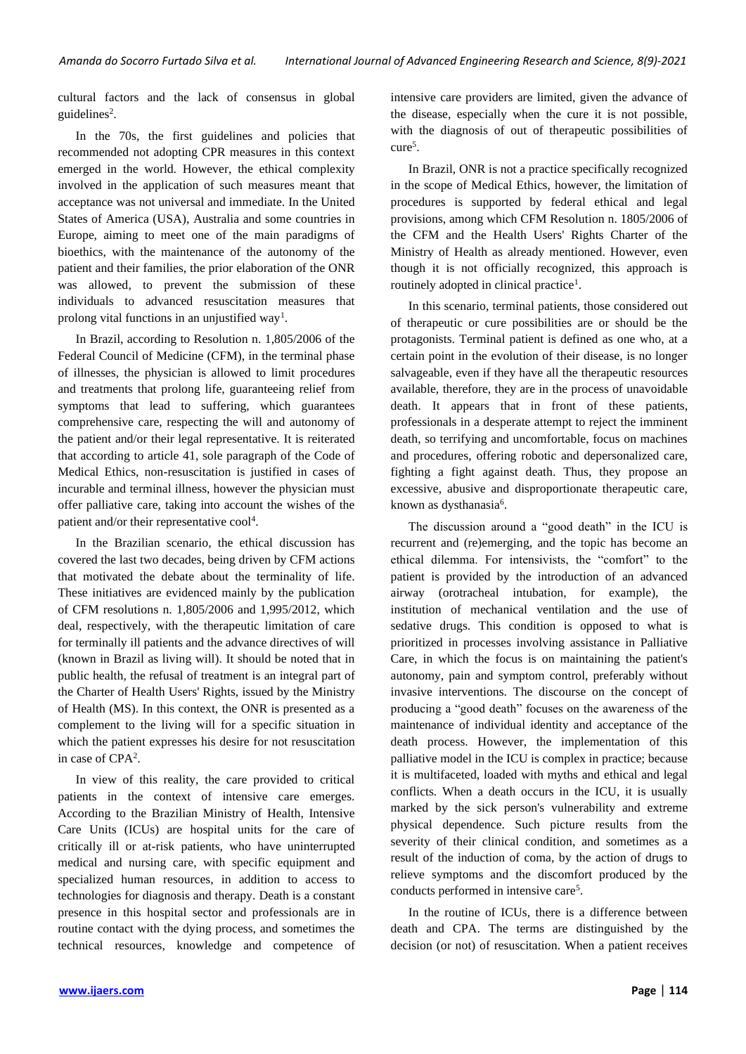cultural factors and the lack of consensus in global guidelines[2].

In the 70s, the first guidelines and policies that recommended not adopting CPR measures in this context emerged in the world. However, the ethical complexity involved in the application of such measures meant that acceptance was not universal and immediate. In the United States of America (USA), Australia and some countries in Europe, aiming to meet one of the main paradigms of bioethics, with the maintenance of the autonomy of the patient and their families, the prior elaboration of the ONR was allowed, to prevent the submission of these individuals to advanced resuscitation measures that prolong vital functions in an unjustified way[1].

In Brazil, according to Resolution n. 1,805/2006 of the Federal Council of Medicine (CFM), in the terminal phase of illnesses, the physician is allowed to limit procedures and treatments that prolong life, guaranteeing relief from symptoms that lead to suffering, which guarantees comprehensive care, respecting the will and autonomy of the patient and/or their legal representative. It is reiterated that according to article 41, sole paragraph of the Code of Medical Ethics, non-resuscitation is justified in cases of incurable and terminal illness, however the physician must offer palliative care, taking into account the wishes of the patient and/or their representative cool[4].

In the Brazilian scenario, the ethical discussion has covered the last two decades, being driven by CFM actions that motivated the debate about the terminality of life. These initiatives are evidenced mainly by the publication of CFM resolutions n. 1,805/2006 and 1,995/2012, which deal, respectively, with the therapeutic limitation of care for terminally ill patients and the advance directives of will (known in Brazil as living will). It should be noted that in public health, the refusal of treatment is an integral part of the Charter of Health Users' Rights, issued by the Ministry of Health (MS). In this context, the ONR is presented as a complement to the living will for a specific situation in which the patient expresses his desire for not resuscitation in case of CPA[2].

In view of this reality, the care provided to critical patients in the context of intensive care emerges. According to the Brazilian Ministry of Health, Intensive Care Units (ICUs) are hospital units for the care of critically ill or at-risk patients, who have uninterrupted medical and nursing care, with specific equipment and specialized human resources, in addition to access to technologies for diagnosis and therapy. Death is a constant presence in this hospital sector and professionals are in routine contact with the dying process, and sometimes the technical resources, knowledge and competence of intensive care providers are limited, given the advance of the disease, especially when the cure it is not possible, with the diagnosis of out of therapeutic possibilities of cure[5].

In Brazil, ONR is not a practice specifically recognized in the scope of Medical Ethics, however, the limitation of procedures is supported by federal ethical and legal provisions, among which CFM Resolution n. 1805/2006 of the CFM and the Health Users' Rights Charter of the Ministry of Health as already mentioned. However, even though it is not officially recognized, this approach is routinely adopted in clinical practice[1].

In this scenario, terminal patients, those considered out of therapeutic or cure possibilities are or should be the protagonists. Terminal patient is defined as one who, at a certain point in the evolution of their disease, is no longer salvageable, even if they have all the therapeutic resources available, therefore, they are in the process of unavoidable death. It appears that in front of these patients, professionals in a desperate attempt to reject the imminent death, so terrifying and uncomfortable, focus on machines and procedures, offering robotic and depersonalized care, fighting a fight against death. Thus, they propose an excessive, abusive and disproportionate therapeutic care, known as dysthanasia[6].

The discussion around a "good death" in the ICU is recurrent and (re)emerging, and the topic has become an ethical dilemma. For intensivists, the "comfort" to the patient is provided by the introduction of an advanced airway (orotracheal intubation, for example), the institution of mechanical ventilation and the use of sedative drugs. This condition is opposed to what is prioritized in processes involving assistance in Palliative Care, in which the focus is on maintaining the patient's autonomy, pain and symptom control, preferably without invasive interventions. The discourse on the concept of producing a "good death" focuses on the awareness of the maintenance of individual identity and acceptance of the death process. However, the implementation of this palliative model in the ICU is complex in practice; because it is multifaceted, loaded with myths and ethical and legal conflicts. When a death occurs in the ICU, it is usually marked by the sick person's vulnerability and extreme physical dependence. Such picture results from the severity of their clinical condition, and sometimes as a result of the induction of coma, by the action of drugs to relieve symptoms and the discomfort produced by the conducts performed in intensive care[5].

In the routine of ICUs, there is a difference between death and CPA. The terms are distinguished by the decision (or not) of resuscitation. When a patient receives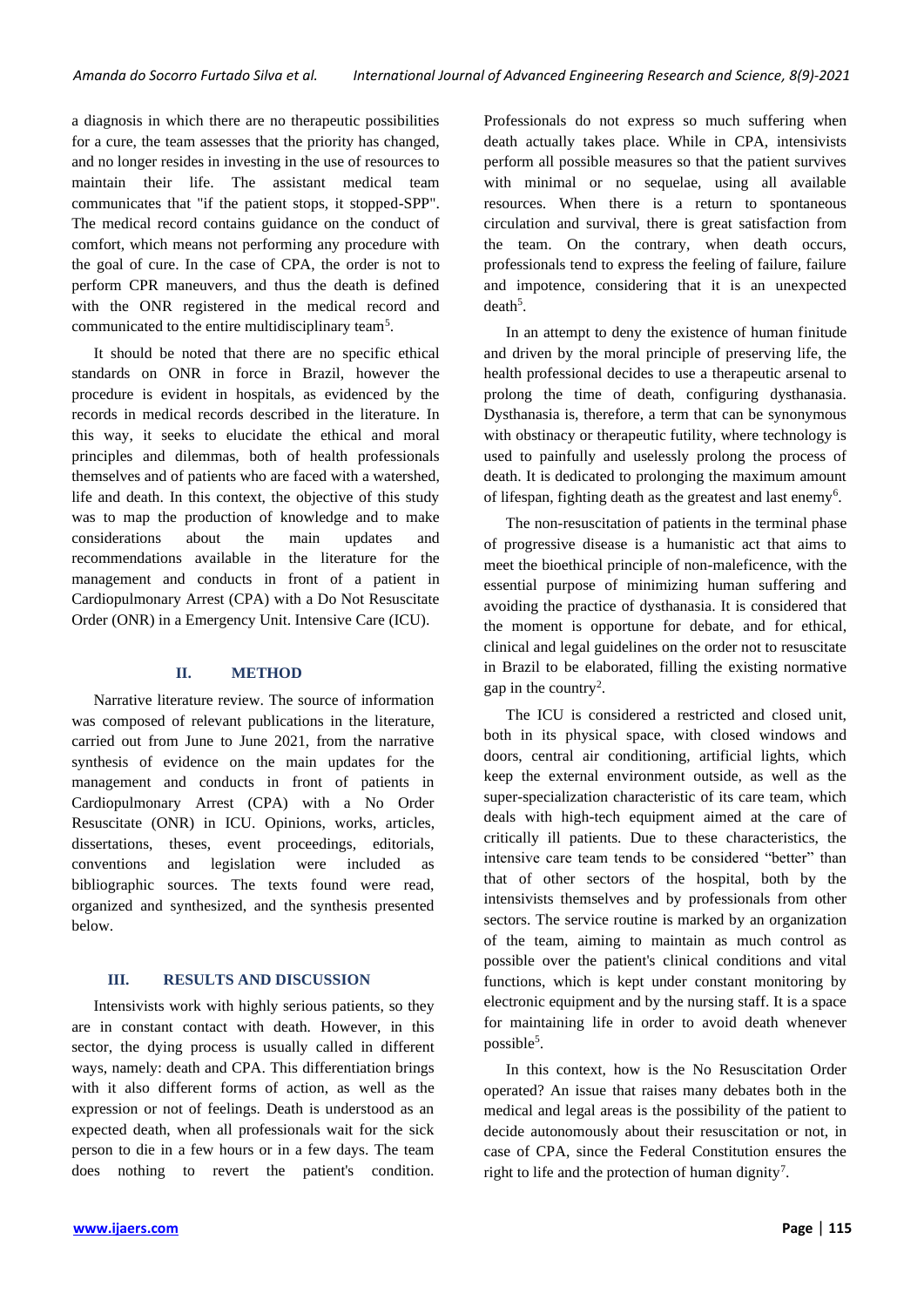a diagnosis in which there are no therapeutic possibilities for a cure, the team assesses that the priority has changed, and no longer resides in investing in the use of resources to maintain their life. The assistant medical team communicates that "if the patient stops, it stopped-SPP". The medical record contains guidance on the conduct of comfort, which means not performing any procedure with the goal of cure. In the case of CPA, the order is not to perform CPR maneuvers, and thus the death is defined with the ONR registered in the medical record and communicated to the entire multidisciplinary team[5].

It should be noted that there are no specific ethical standards on ONR in force in Brazil, however the procedure is evident in hospitals, as evidenced by the records in medical records described in the literature. In this way, it seeks to elucidate the ethical and moral principles and dilemmas, both of health professionals themselves and of patients who are faced with a watershed, life and death. In this context, the objective of this study was to map the production of knowledge and to make considerations about the main updates and recommendations available in the literature for the management and conducts in front of a patient in Cardiopulmonary Arrest (CPA) with a Do Not Resuscitate Order (ONR) in a Emergency Unit. Intensive Care (ICU).

## II. METHOD

Narrative literature review. The source of information was composed of relevant publications in the literature, carried out from June to June 2021, from the narrative synthesis of evidence on the main updates for the management and conducts in front of patients in Cardiopulmonary Arrest (CPA) with a No Order Resuscitate (ONR) in ICU. Opinions, works, articles, dissertations, theses, event proceedings, editorials, conventions and legislation were included as bibliographic sources. The texts found were read, organized and synthesized, and the synthesis presented below.

## III. RESULTS AND DISCUSSION

Intensivists work with highly serious patients, so they are in constant contact with death. However, in this sector, the dying process is usually called in different ways, namely: death and CPA. This differentiation brings with it also different forms of action, as well as the expression or not of feelings. Death is understood as an expected death, when all professionals wait for the sick person to die in a few hours or in a few days. The team does nothing to revert the patient's condition. Professionals do not express so much suffering when death actually takes place. While in CPA, intensivists perform all possible measures so that the patient survives with minimal or no sequelae, using all available resources. When there is a return to spontaneous circulation and survival, there is great satisfaction from the team. On the contrary, when death occurs, professionals tend to express the feeling of failure, failure and impotence, considering that it is an unexpected death[5].

In an attempt to deny the existence of human finitude and driven by the moral principle of preserving life, the health professional decides to use a therapeutic arsenal to prolong the time of death, configuring dysthanasia. Dysthanasia is, therefore, a term that can be synonymous with obstinacy or therapeutic futility, where technology is used to painfully and uselessly prolong the process of death. It is dedicated to prolonging the maximum amount of lifespan, fighting death as the greatest and last enemy[6].

The non-resuscitation of patients in the terminal phase of progressive disease is a humanistic act that aims to meet the bioethical principle of non-maleficence, with the essential purpose of minimizing human suffering and avoiding the practice of dysthanasia. It is considered that the moment is opportune for debate, and for ethical, clinical and legal guidelines on the order not to resuscitate in Brazil to be elaborated, filling the existing normative gap in the country[2].

The ICU is considered a restricted and closed unit, both in its physical space, with closed windows and doors, central air conditioning, artificial lights, which keep the external environment outside, as well as the super-specialization characteristic of its care team, which deals with high-tech equipment aimed at the care of critically ill patients. Due to these characteristics, the intensive care team tends to be considered "better" than that of other sectors of the hospital, both by the intensivists themselves and by professionals from other sectors. The service routine is marked by an organization of the team, aiming to maintain as much control as possible over the patient's clinical conditions and vital functions, which is kept under constant monitoring by electronic equipment and by the nursing staff. It is a space for maintaining life in order to avoid death whenever possible[5].

In this context, how is the No Resuscitation Order operated? An issue that raises many debates both in the medical and legal areas is the possibility of the patient to decide autonomously about their resuscitation or not, in case of CPA, since the Federal Constitution ensures the right to life and the protection of human dignity[7].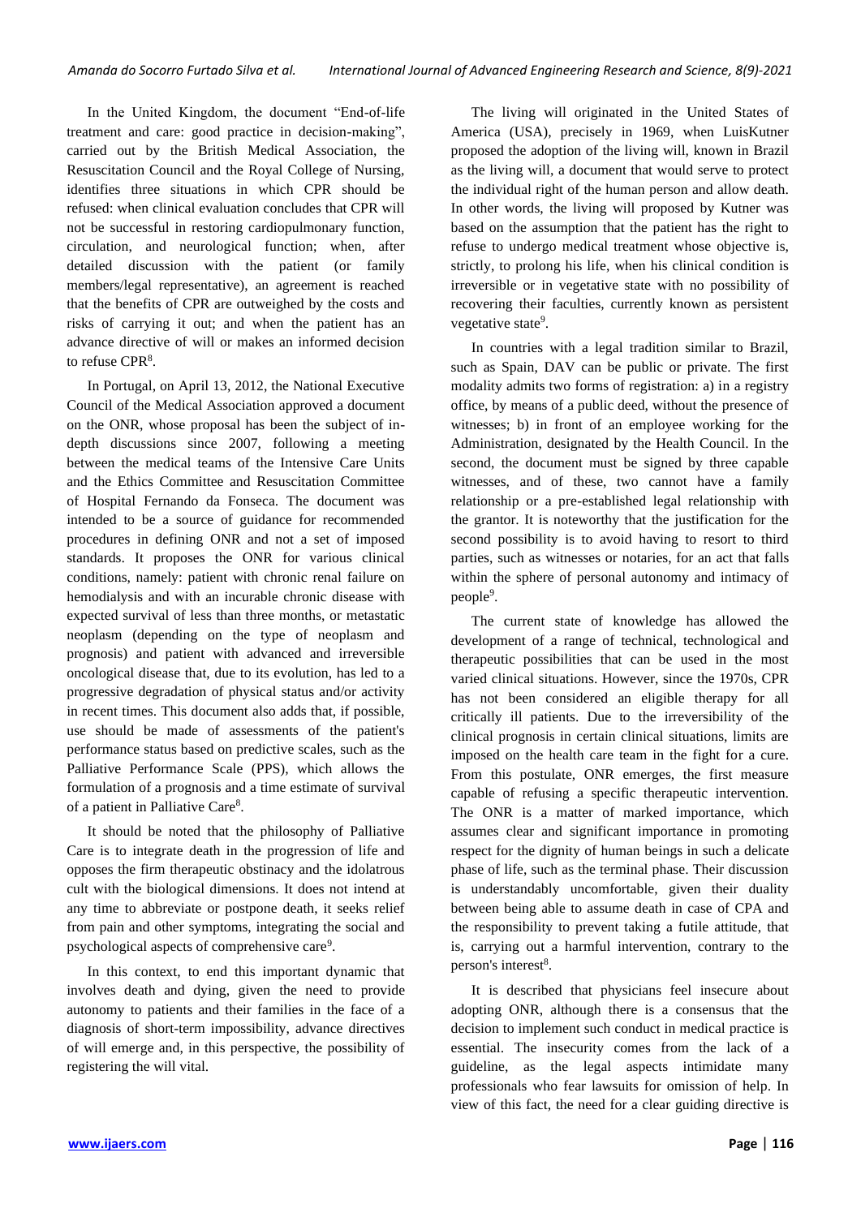In the United Kingdom, the document "End-of-life treatment and care: good practice in decision-making", carried out by the British Medical Association, the Resuscitation Council and the Royal College of Nursing, identifies three situations in which CPR should be refused: when clinical evaluation concludes that CPR will not be successful in restoring cardiopulmonary function, circulation, and neurological function; when, after detailed discussion with the patient (or family members/legal representative), an agreement is reached that the benefits of CPR are outweighed by the costs and risks of carrying it out; and when the patient has an advance directive of will or makes an informed decision to refuse CPR[8].

In Portugal, on April 13, 2012, the National Executive Council of the Medical Association approved a document on the ONR, whose proposal has been the subject of in-depth discussions since 2007, following a meeting between the medical teams of the Intensive Care Units and the Ethics Committee and Resuscitation Committee of Hospital Fernando da Fonseca. The document was intended to be a source of guidance for recommended procedures in defining ONR and not a set of imposed standards. It proposes the ONR for various clinical conditions, namely: patient with chronic renal failure on hemodialysis and with an incurable chronic disease with expected survival of less than three months, or metastatic neoplasm (depending on the type of neoplasm and prognosis) and patient with advanced and irreversible oncological disease that, due to its evolution, has led to a progressive degradation of physical status and/or activity in recent times. This document also adds that, if possible, use should be made of assessments of the patient's performance status based on predictive scales, such as the Palliative Performance Scale (PPS), which allows the formulation of a prognosis and a time estimate of survival of a patient in Palliative Care[8].

It should be noted that the philosophy of Palliative Care is to integrate death in the progression of life and opposes the firm therapeutic obstinacy and the idolatrous cult with the biological dimensions. It does not intend at any time to abbreviate or postpone death, it seeks relief from pain and other symptoms, integrating the social and psychological aspects of comprehensive care[9].

In this context, to end this important dynamic that involves death and dying, given the need to provide autonomy to patients and their families in the face of a diagnosis of short-term impossibility, advance directives of will emerge and, in this perspective, the possibility of registering the will vital.

The living will originated in the United States of America (USA), precisely in 1969, when LuisKutner proposed the adoption of the living will, known in Brazil as the living will, a document that would serve to protect the individual right of the human person and allow death. In other words, the living will proposed by Kutner was based on the assumption that the patient has the right to refuse to undergo medical treatment whose objective is, strictly, to prolong his life, when his clinical condition is irreversible or in vegetative state with no possibility of recovering their faculties, currently known as persistent vegetative state[9].

In countries with a legal tradition similar to Brazil, such as Spain, DAV can be public or private. The first modality admits two forms of registration: a) in a registry office, by means of a public deed, without the presence of witnesses; b) in front of an employee working for the Administration, designated by the Health Council. In the second, the document must be signed by three capable witnesses, and of these, two cannot have a family relationship or a pre-established legal relationship with the grantor. It is noteworthy that the justification for the second possibility is to avoid having to resort to third parties, such as witnesses or notaries, for an act that falls within the sphere of personal autonomy and intimacy of people[9].

The current state of knowledge has allowed the development of a range of technical, technological and therapeutic possibilities that can be used in the most varied clinical situations. However, since the 1970s, CPR has not been considered an eligible therapy for all critically ill patients. Due to the irreversibility of the clinical prognosis in certain clinical situations, limits are imposed on the health care team in the fight for a cure. From this postulate, ONR emerges, the first measure capable of refusing a specific therapeutic intervention. The ONR is a matter of marked importance, which assumes clear and significant importance in promoting respect for the dignity of human beings in such a delicate phase of life, such as the terminal phase. Their discussion is understandably uncomfortable, given their duality between being able to assume death in case of CPA and the responsibility to prevent taking a futile attitude, that is, carrying out a harmful intervention, contrary to the person's interest[8].

It is described that physicians feel insecure about adopting ONR, although there is a consensus that the decision to implement such conduct in medical practice is essential. The insecurity comes from the lack of a guideline, as the legal aspects intimidate many professionals who fear lawsuits for omission of help. In view of this fact, the need for a clear guiding directive is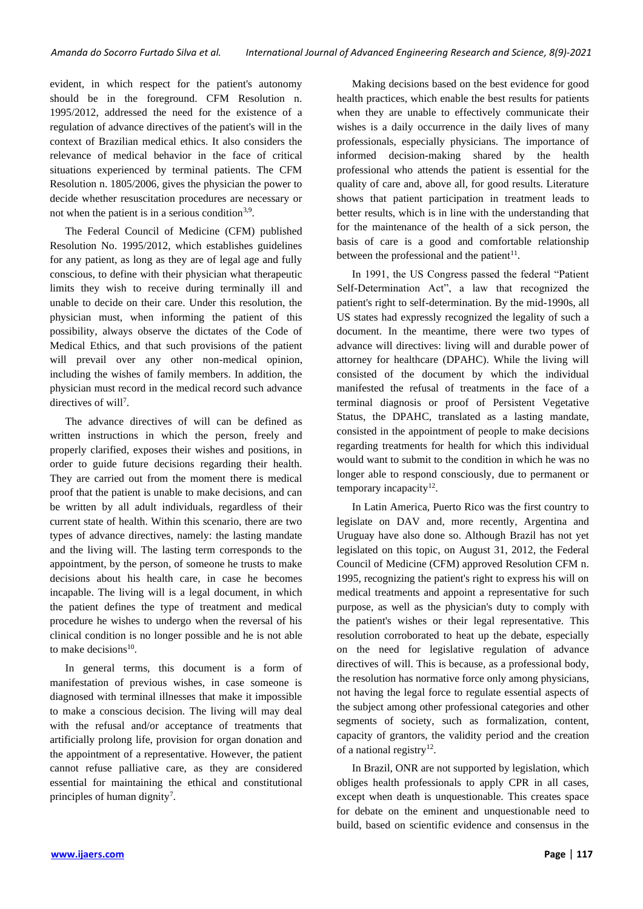evident, in which respect for the patient's autonomy should be in the foreground. CFM Resolution n. 1995/2012, addressed the need for the existence of a regulation of advance directives of the patient's will in the context of Brazilian medical ethics. It also considers the relevance of medical behavior in the face of critical situations experienced by terminal patients. The CFM Resolution n. 1805/2006, gives the physician the power to decide whether resuscitation procedures are necessary or not when the patient is in a serious condition[3,9].

The Federal Council of Medicine (CFM) published Resolution No. 1995/2012, which establishes guidelines for any patient, as long as they are of legal age and fully conscious, to define with their physician what therapeutic limits they wish to receive during terminally ill and unable to decide on their care. Under this resolution, the physician must, when informing the patient of this possibility, always observe the dictates of the Code of Medical Ethics, and that such provisions of the patient will prevail over any other non-medical opinion, including the wishes of family members. In addition, the physician must record in the medical record such advance directives of will[7].

The advance directives of will can be defined as written instructions in which the person, freely and properly clarified, exposes their wishes and positions, in order to guide future decisions regarding their health. They are carried out from the moment there is medical proof that the patient is unable to make decisions, and can be written by all adult individuals, regardless of their current state of health. Within this scenario, there are two types of advance directives, namely: the lasting mandate and the living will. The lasting term corresponds to the appointment, by the person, of someone he trusts to make decisions about his health care, in case he becomes incapable. The living will is a legal document, in which the patient defines the type of treatment and medical procedure he wishes to undergo when the reversal of his clinical condition is no longer possible and he is not able to make decisions[10].

In general terms, this document is a form of manifestation of previous wishes, in case someone is diagnosed with terminal illnesses that make it impossible to make a conscious decision. The living will may deal with the refusal and/or acceptance of treatments that artificially prolong life, provision for organ donation and the appointment of a representative. However, the patient cannot refuse palliative care, as they are considered essential for maintaining the ethical and constitutional principles of human dignity[7].

Making decisions based on the best evidence for good health practices, which enable the best results for patients when they are unable to effectively communicate their wishes is a daily occurrence in the daily lives of many professionals, especially physicians. The importance of informed decision-making shared by the health professional who attends the patient is essential for the quality of care and, above all, for good results. Literature shows that patient participation in treatment leads to better results, which is in line with the understanding that for the maintenance of the health of a sick person, the basis of care is a good and comfortable relationship between the professional and the patient[11].

In 1991, the US Congress passed the federal "Patient Self-Determination Act", a law that recognized the patient's right to self-determination. By the mid-1990s, all US states had expressly recognized the legality of such a document. In the meantime, there were two types of advance will directives: living will and durable power of attorney for healthcare (DPAHC). While the living will consisted of the document by which the individual manifested the refusal of treatments in the face of a terminal diagnosis or proof of Persistent Vegetative Status, the DPAHC, translated as a lasting mandate, consisted in the appointment of people to make decisions regarding treatments for health for which this individual would want to submit to the condition in which he was no longer able to respond consciously, due to permanent or temporary incapacity[12].

In Latin America, Puerto Rico was the first country to legislate on DAV and, more recently, Argentina and Uruguay have also done so. Although Brazil has not yet legislated on this topic, on August 31, 2012, the Federal Council of Medicine (CFM) approved Resolution CFM n. 1995, recognizing the patient's right to express his will on medical treatments and appoint a representative for such purpose, as well as the physician's duty to comply with the patient's wishes or their legal representative. This resolution corroborated to heat up the debate, especially on the need for legislative regulation of advance directives of will. This is because, as a professional body, the resolution has normative force only among physicians, not having the legal force to regulate essential aspects of the subject among other professional categories and other segments of society, such as formalization, content, capacity of grantors, the validity period and the creation of a national registry[12].

In Brazil, ONR are not supported by legislation, which obliges health professionals to apply CPR in all cases, except when death is unquestionable. This creates space for debate on the eminent and unquestionable need to build, based on scientific evidence and consensus in the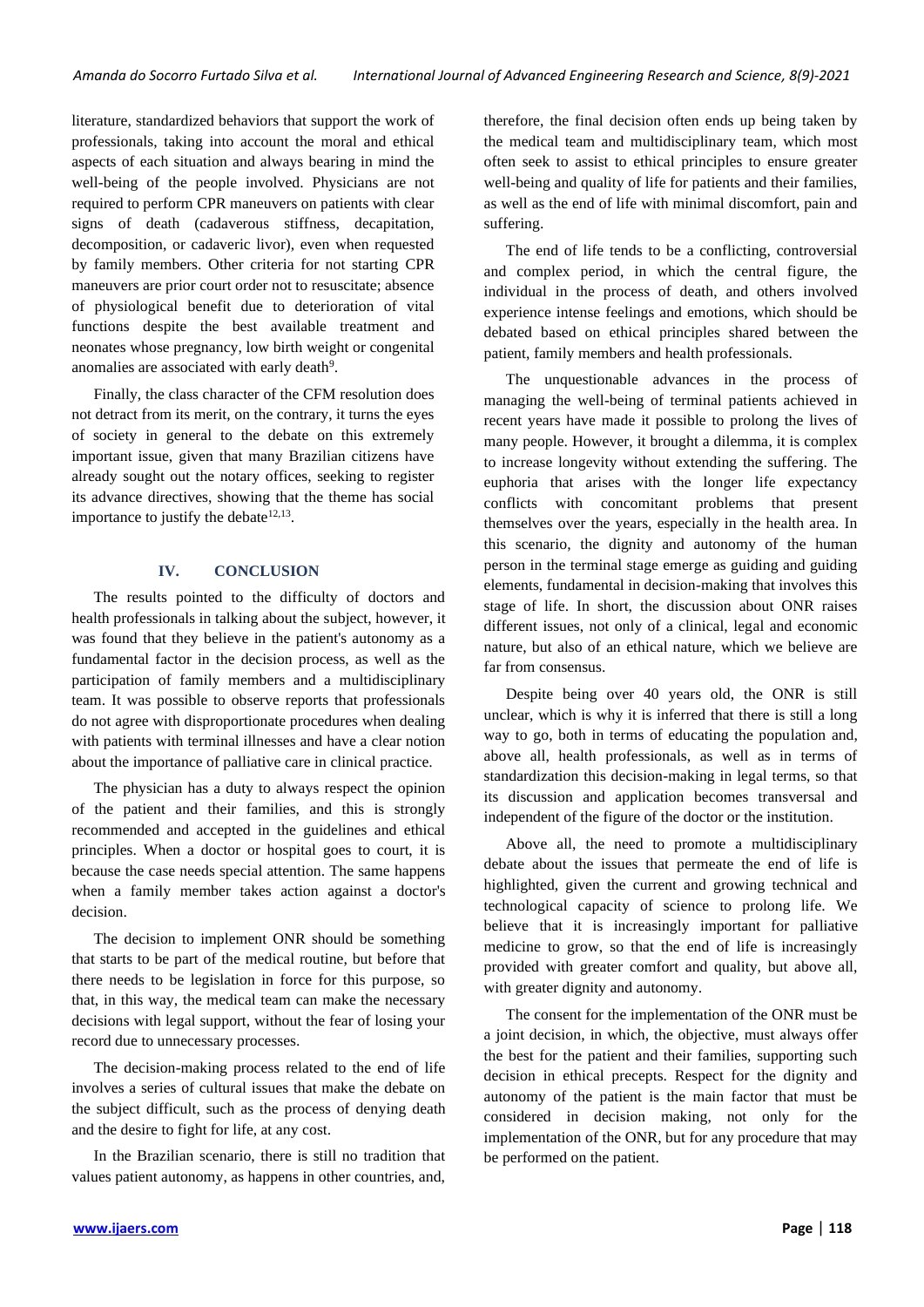literature, standardized behaviors that support the work of professionals, taking into account the moral and ethical aspects of each situation and always bearing in mind the well-being of the people involved. Physicians are not required to perform CPR maneuvers on patients with clear signs of death (cadaverous stiffness, decapitation, decomposition, or cadaveric livor), even when requested by family members. Other criteria for not starting CPR maneuvers are prior court order not to resuscitate; absence of physiological benefit due to deterioration of vital functions despite the best available treatment and neonates whose pregnancy, low birth weight or congenital anomalies are associated with early death[9].

Finally, the class character of the CFM resolution does not detract from its merit, on the contrary, it turns the eyes of society in general to the debate on this extremely important issue, given that many Brazilian citizens have already sought out the notary offices, seeking to register its advance directives, showing that the theme has social importance to justify the debate[12,13].

## IV. CONCLUSION

The results pointed to the difficulty of doctors and health professionals in talking about the subject, however, it was found that they believe in the patient's autonomy as a fundamental factor in the decision process, as well as the participation of family members and a multidisciplinary team. It was possible to observe reports that professionals do not agree with disproportionate procedures when dealing with patients with terminal illnesses and have a clear notion about the importance of palliative care in clinical practice.

The physician has a duty to always respect the opinion of the patient and their families, and this is strongly recommended and accepted in the guidelines and ethical principles. When a doctor or hospital goes to court, it is because the case needs special attention. The same happens when a family member takes action against a doctor's decision.

The decision to implement ONR should be something that starts to be part of the medical routine, but before that there needs to be legislation in force for this purpose, so that, in this way, the medical team can make the necessary decisions with legal support, without the fear of losing your record due to unnecessary processes.

The decision-making process related to the end of life involves a series of cultural issues that make the debate on the subject difficult, such as the process of denying death and the desire to fight for life, at any cost.

In the Brazilian scenario, there is still no tradition that values patient autonomy, as happens in other countries, and, therefore, the final decision often ends up being taken by the medical team and multidisciplinary team, which most often seek to assist to ethical principles to ensure greater well-being and quality of life for patients and their families, as well as the end of life with minimal discomfort, pain and suffering.

The end of life tends to be a conflicting, controversial and complex period, in which the central figure, the individual in the process of death, and others involved experience intense feelings and emotions, which should be debated based on ethical principles shared between the patient, family members and health professionals.

The unquestionable advances in the process of managing the well-being of terminal patients achieved in recent years have made it possible to prolong the lives of many people. However, it brought a dilemma, it is complex to increase longevity without extending the suffering. The euphoria that arises with the longer life expectancy conflicts with concomitant problems that present themselves over the years, especially in the health area. In this scenario, the dignity and autonomy of the human person in the terminal stage emerge as guiding and guiding elements, fundamental in decision-making that involves this stage of life. In short, the discussion about ONR raises different issues, not only of a clinical, legal and economic nature, but also of an ethical nature, which we believe are far from consensus.

Despite being over 40 years old, the ONR is still unclear, which is why it is inferred that there is still a long way to go, both in terms of educating the population and, above all, health professionals, as well as in terms of standardization this decision-making in legal terms, so that its discussion and application becomes transversal and independent of the figure of the doctor or the institution.

Above all, the need to promote a multidisciplinary debate about the issues that permeate the end of life is highlighted, given the current and growing technical and technological capacity of science to prolong life. We believe that it is increasingly important for palliative medicine to grow, so that the end of life is increasingly provided with greater comfort and quality, but above all, with greater dignity and autonomy.

The consent for the implementation of the ONR must be a joint decision, in which, the objective, must always offer the best for the patient and their families, supporting such decision in ethical precepts. Respect for the dignity and autonomy of the patient is the main factor that must be considered in decision making, not only for the implementation of the ONR, but for any procedure that may be performed on the patient.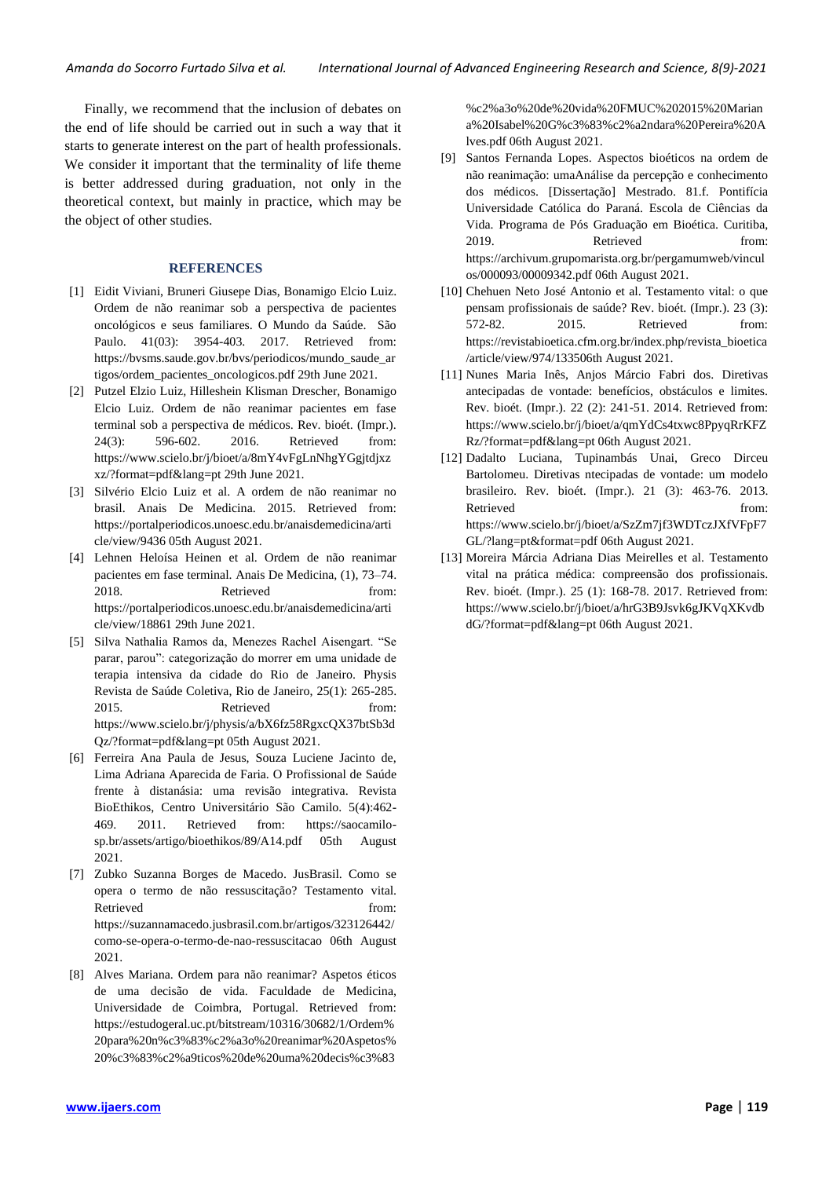Finally, we recommend that the inclusion of debates on the end of life should be carried out in such a way that it starts to generate interest on the part of health professionals. We consider it important that the terminality of life theme is better addressed during graduation, not only in the theoretical context, but mainly in practice, which may be the object of other studies.

## REFERENCES

[1] Eidit Viviani, Bruneri Giusepe Dias, Bonamigo Elcio Luiz. Ordem de não reanimar sob a perspectiva de pacientes oncológicos e seus familiares. O Mundo da Saúde. São Paulo. 41(03): 3954-403. 2017. Retrieved from: https://bvsms.saude.gov.br/bvs/periodicos/mundo_saude_artigos/ordem_pacientes_oncologicos.pdf 29th June 2021.

[2] Putzel Elzio Luiz, Hilleshein Klisman Drescher, Bonamigo Elcio Luiz. Ordem de não reanimar pacientes em fase terminal sob a perspectiva de médicos. Rev. bioét. (Impr.). 24(3): 596-602. 2016. Retrieved from: https://www.scielo.br/j/bioet/a/8mY4vFgLnNhgYGgjtdjxzxz/?format=pdf&lang=pt 29th June 2021.

[3] Silvério Elcio Luiz et al. A ordem de não reanimar no brasil. Anais De Medicina. 2015. Retrieved from: https://portalperiodicos.unoesc.edu.br/anaisdemedicina/article/view/9436 05th August 2021.

[4] Lehnen Heloísa Heinen et al. Ordem de não reanimar pacientes em fase terminal. Anais De Medicina, (1), 73–74. 2018. Retrieved from: https://portalperiodicos.unoesc.edu.br/anaisdemedicina/article/view/18861 29th June 2021.

[5] Silva Nathalia Ramos da, Menezes Rachel Aisengart. "Se parar, parou": categorização do morrer em uma unidade de terapia intensiva da cidade do Rio de Janeiro. Physis Revista de Saúde Coletiva, Rio de Janeiro, 25(1): 265-285. 2015. Retrieved from: https://www.scielo.br/j/physis/a/bX6fz58RgxcQX37btSb3dQz/?format=pdf&lang=pt 05th August 2021.

[6] Ferreira Ana Paula de Jesus, Souza Luciene Jacinto de, Lima Adriana Aparecida de Faria. O Profissional de Saúde frente à distanásia: uma revisão integrativa. Revista BioEthikos, Centro Universitário São Camilo. 5(4):462-469. 2011. Retrieved from: https://saocamilo-sp.br/assets/artigo/bioethikos/89/A14.pdf 05th August 2021.

[7] Zubko Suzanna Borges de Macedo. JusBrasil. Como se opera o termo de não ressuscitação? Testamento vital. Retrieved from: https://suzannamacedo.jusbrasil.com.br/artigos/323126442/como-se-opera-o-termo-de-nao-ressuscitacao 06th August 2021.

[8] Alves Mariana. Ordem para não reanimar? Aspetos éticos de uma decisão de vida. Faculdade de Medicina, Universidade de Coimbra, Portugal. Retrieved from: https://estudogeral.uc.pt/bitstream/10316/30682/1/Ordem%20para%20n%c3%83%c2%a3o%20reanimar%20Aspetos%20%c3%83%c2%a9ticos%20de%20uma%20decis%c3%83%c2%a3o%20de%20vida%20FMUC%202015%20Mariana%20Isabel%20G%c3%83%c2%a2ndara%20Pereira%20Alves.pdf 06th August 2021.

[9] Santos Fernanda Lopes. Aspectos bioéticos na ordem de não reanimação: umaAnálise da percepção e conhecimento dos médicos. [Dissertação] Mestrado. 81.f. Pontifícia Universidade Católica do Paraná. Escola de Ciências da Vida. Programa de Pós Graduação em Bioética. Curitiba, 2019. Retrieved from: https://archivum.grupomarista.org.br/pergamumweb/vinculos/000093/00009342.pdf 06th August 2021.

[10] Chehuen Neto José Antonio et al. Testamento vital: o que pensam profissionais de saúde? Rev. bioét. (Impr.). 23 (3): 572-82. 2015. Retrieved from: https://revistabioetica.cfm.org.br/index.php/revista_bioetica/article/view/974/133506th August 2021.

[11] Nunes Maria Inês, Anjos Márcio Fabri dos. Diretivas antecipadas de vontade: benefícios, obstáculos e limites. Rev. bioét. (Impr.). 22 (2): 241-51. 2014. Retrieved from: https://www.scielo.br/j/bioet/a/qmYdCs4txwc8PpyqRrKFZRz/?format=pdf&lang=pt 06th August 2021.

[12] Dadalto Luciana, Tupinambás Unai, Greco Dirceu Bartolomeu. Diretivas ntecipadas de vontade: um modelo brasileiro. Rev. bioét. (Impr.). 21 (3): 463-76. 2013. Retrieved from: https://www.scielo.br/j/bioet/a/SzZm7jf3WDTczJXfVFpF7GL/?lang=pt&format=pdf 06th August 2021.

[13] Moreira Márcia Adriana Dias Meirelles et al. Testamento vital na prática médica: compreensão dos profissionais. Rev. bioét. (Impr.). 25 (1): 168-78. 2017. Retrieved from: https://www.scielo.br/j/bioet/a/hrG3B9Jsvk6gJKVqXKvbdG/?format=pdf&lang=pt 06th August 2021.